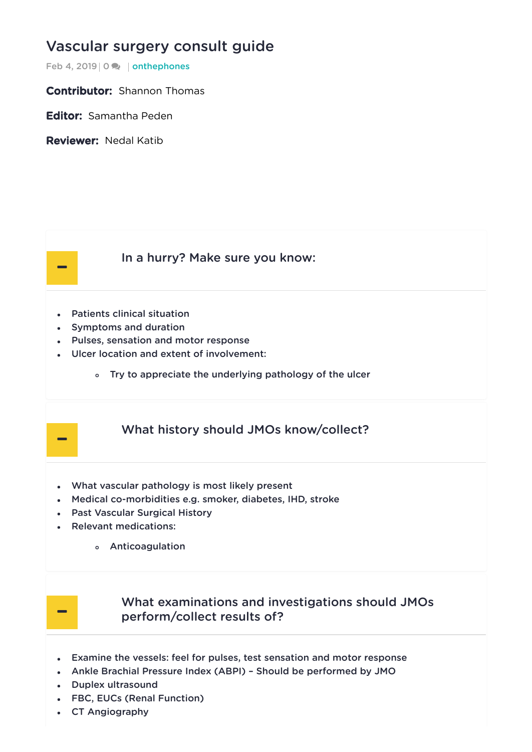# Vascular surgery consult guide

Feb 4, 2019 | 0 | onthephones

**Contributor:** Shannon Thomas

**Editor:** Samantha Peden

**Reviewer:** Nedal Katib

## In a hurry? Make sure you know:

- Patients clinical situation
- Symptoms and duration
- Pulses, sensation and motor response
- Ulcer location and extent of involvement:
  - Try to appreciate the underlying pathology of the ulcer

## What history should JMOs know/collect?

- What vascular pathology is most likely present
- Medical co-morbidities e.g. smoker, diabetes, IHD, stroke
- Past Vascular Surgical History
- Relevant medications:
  - Anticoagulation

## What examinations and investigations should JMOs perform/collect results of?

- Examine the vessels: feel for pulses, test sensation and motor response
- Ankle Brachial Pressure Index (ABPI) – Should be performed by JMO
- Duplex ultrasound
- FBC, EUCs (Renal Function)
- CT Angiography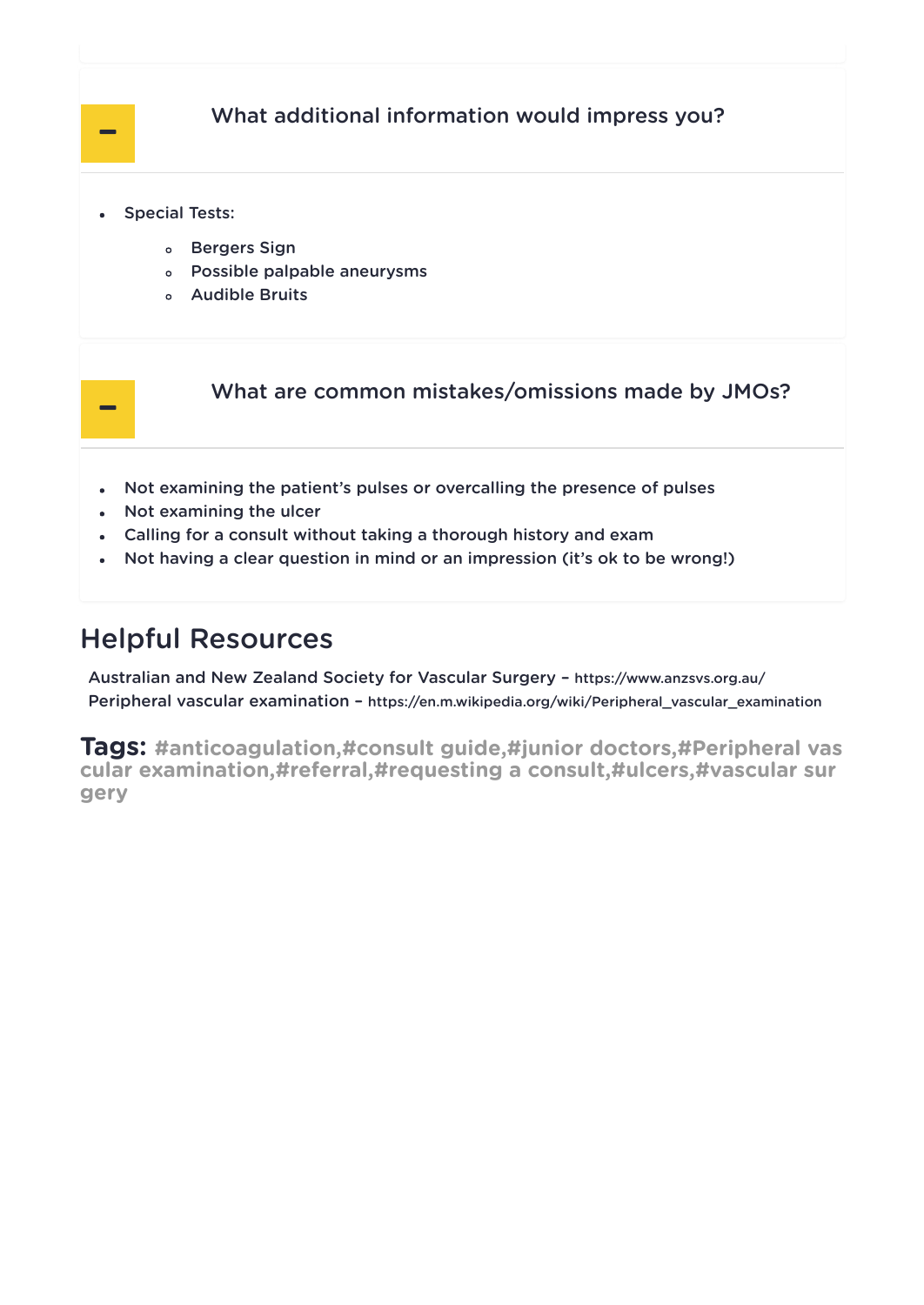### What additional information would impress you?

- Special Tests:
  - Bergers Sign
  - Possible palpable aneurysms
  - Audible Bruits

### What are common mistakes/omissions made by JMOs?

- Not examining the patient's pulses or overcalling the presence of pulses
- Not examining the ulcer
- Calling for a consult without taking a thorough history and exam
- Not having a clear question in mind or an impression (it's ok to be wrong!)

## Helpful Resources

Australian and New Zealand Society for Vascular Surgery – https://www.anzsvs.org.au/
Peripheral vascular examination – https://en.m.wikipedia.org/wiki/Peripheral_vascular_examination

**Tags:** #anticoagulation,#consult guide,#junior doctors,#Peripheral vascular examination,#referral,#requesting a consult,#ulcers,#vascular surgery